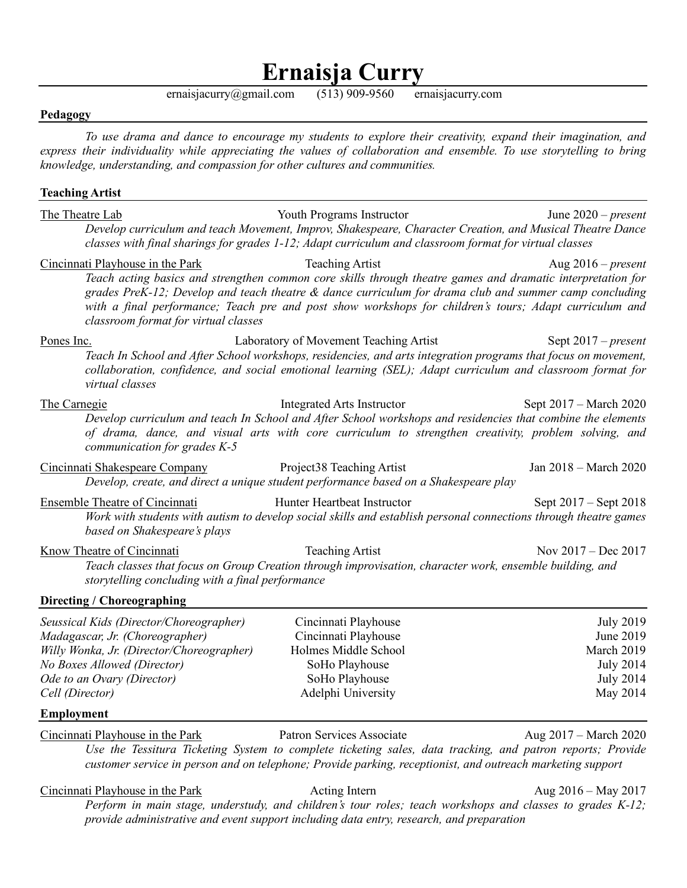# Ernaisja Curry

ernaisjacurry@gmail.com (513) 909-9560 ernaisjacurry.com

## Pedagogy

*To use drama and dance to encourage my students to explore their creativity, expand their imagination, and express their individuality while appreciating the values of collaboration and ensemble. To use storytelling to bring knowledge, understanding, and compassion for other cultures and communities.*

## Teaching Artist

<u>The Theatre Lab</u> — Youth Programs Instructor — June 2020 – *present*

*Develop curriculum and teach Movement, Improv, Shakespeare, Character Creation, and Musical Theatre Dance classes with final sharings for grades 1-12; Adapt curriculum and classroom format for virtual classes*

<u>Cincinnati Playhouse in the Park</u> — Teaching Artist — Aug 2016 – *present*

*Teach acting basics and strengthen common core skills through theatre games and dramatic interpretation for grades PreK-12; Develop and teach theatre & dance curriculum for drama club and summer camp concluding with a final performance; Teach pre and post show workshops for children's tours; Adapt curriculum and classroom format for virtual classes*

<u>Pones Inc.</u> — Laboratory of Movement Teaching Artist — Sept 2017 – *present*

*Teach In School and After School workshops, residencies, and arts integration programs that focus on movement, collaboration, confidence, and social emotional learning (SEL); Adapt curriculum and classroom format for virtual classes*

<u>The Carnegie</u> — Integrated Arts Instructor — Sept 2017 – March 2020

*Develop curriculum and teach In School and After School workshops and residencies that combine the elements of drama, dance, and visual arts with core curriculum to strengthen creativity, problem solving, and communication for grades K-5*

<u>Cincinnati Shakespeare Company</u> — Project38 Teaching Artist — Jan 2018 – March 2020

*Develop, create, and direct a unique student performance based on a Shakespeare play*

<u>Ensemble Theatre of Cincinnati</u> — Hunter Heartbeat Instructor — Sept 2017 – Sept 2018

*Work with students with autism to develop social skills and establish personal connections through theatre games based on Shakespeare's plays*

<u>Know Theatre of Cincinnati</u> — Teaching Artist — Nov 2017 – Dec 2017

*Teach classes that focus on Group Creation through improvisation, character work, ensemble building, and storytelling concluding with a final performance*

## Directing / Choreographing

| | | |
|---|---|---|
| *Seussical Kids (Director/Choreographer)* | Cincinnati Playhouse | July 2019 |
| *Madagascar, Jr. (Choreographer)* | Cincinnati Playhouse | June 2019 |
| *Willy Wonka, Jr. (Director/Choreographer)* | Holmes Middle School | March 2019 |
| *No Boxes Allowed (Director)* | SoHo Playhouse | July 2014 |
| *Ode to an Ovary (Director)* | SoHo Playhouse | July 2014 |
| *Cell (Director)* | Adelphi University | May 2014 |

## Employment

<u>Cincinnati Playhouse in the Park</u> — Patron Services Associate — Aug 2017 – March 2020

*Use the Tessitura Ticketing System to complete ticketing sales, data tracking, and patron reports; Provide customer service in person and on telephone; Provide parking, receptionist, and outreach marketing support*

<u>Cincinnati Playhouse in the Park</u> — Acting Intern — Aug 2016 – May 2017

*Perform in main stage, understudy, and children's tour roles; teach workshops and classes to grades K-12; provide administrative and event support including data entry, research, and preparation*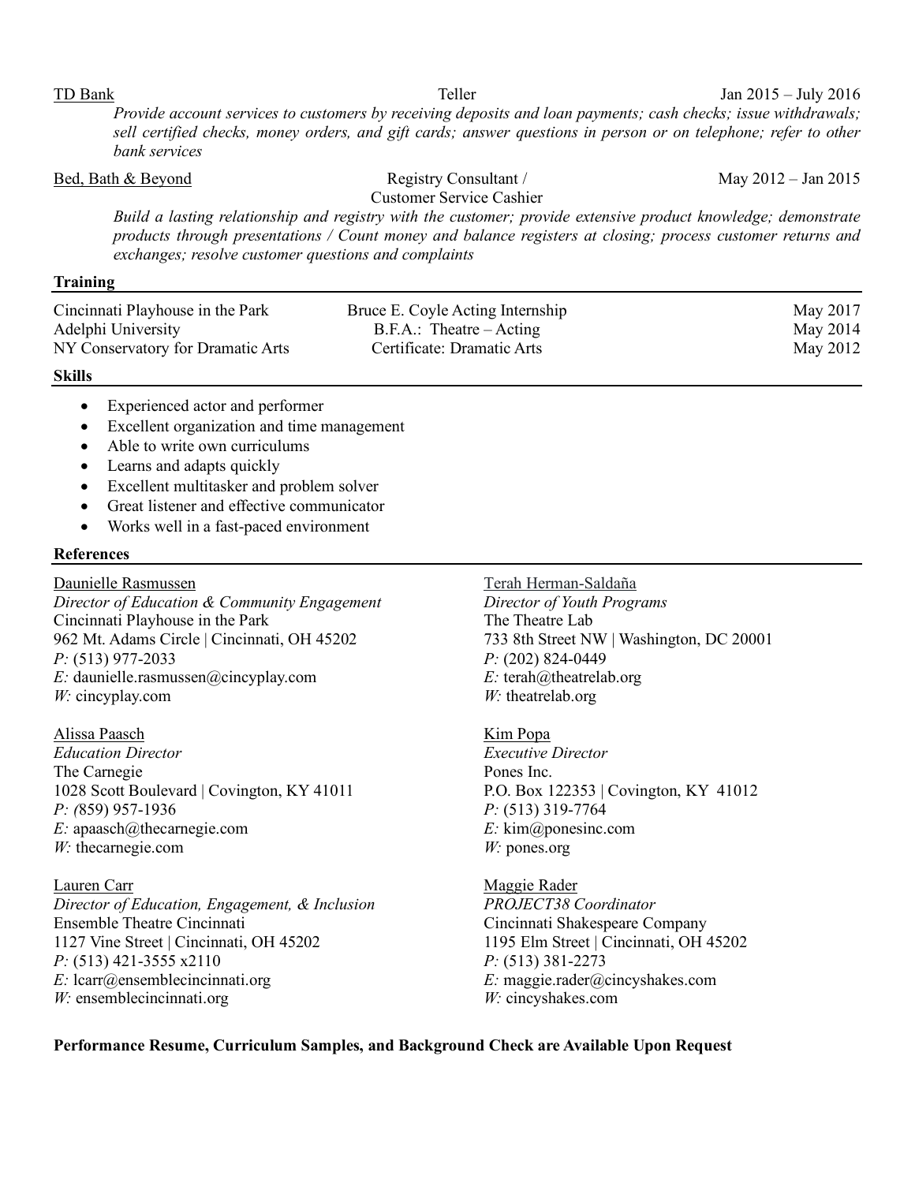TD Bank | Teller | Jan 2015 – July 2016

*Provide account services to customers by receiving deposits and loan payments; cash checks; issue withdrawals; sell certified checks, money orders, and gift cards; answer questions in person or on telephone; refer to other bank services*

Bed, Bath & Beyond | Registry Consultant / Customer Service Cashier | May 2012 – Jan 2015

*Build a lasting relationship and registry with the customer; provide extensive product knowledge; demonstrate products through presentations / Count money and balance registers at closing; process customer returns and exchanges; resolve customer questions and complaints*

## Training

| | | |
|---|---|---|
| Cincinnati Playhouse in the Park | Bruce E. Coyle Acting Internship | May 2017 |
| Adelphi University | B.F.A.: Theatre – Acting | May 2014 |
| NY Conservatory for Dramatic Arts | Certificate: Dramatic Arts | May 2012 |

## Skills

- Experienced actor and performer
- Excellent organization and time management
- Able to write own curriculums
- Learns and adapts quickly
- Excellent multitasker and problem solver
- Great listener and effective communicator
- Works well in a fast-paced environment

## References

Daunielle Rasmussen
*Director of Education & Community Engagement*
Cincinnati Playhouse in the Park
962 Mt. Adams Circle | Cincinnati, OH 45202
*P:* (513) 977-2033
*E:* daunielle.rasmussen@cincyplay.com
*W:* cincyplay.com

Terah Herman-Saldaña
*Director of Youth Programs*
The Theatre Lab
733 8th Street NW | Washington, DC 20001
*P:* (202) 824-0449
*E:* terah@theatrelab.org
*W:* theatrelab.org

Alissa Paasch
*Education Director*
The Carnegie
1028 Scott Boulevard | Covington, KY 41011
*P:* (859) 957-1936
*E:* apaasch@thecarnegie.com
*W:* thecarnegie.com

Kim Popa
*Executive Director*
Pones Inc.
P.O. Box 122353 | Covington, KY 41012
*P:* (513) 319-7764
*E:* kim@ponesinc.com
*W:* pones.org

Lauren Carr
*Director of Education, Engagement, & Inclusion*
Ensemble Theatre Cincinnati
1127 Vine Street | Cincinnati, OH 45202
*P:* (513) 421-3555 x2110
*E:* lcarr@ensemblecincinnati.org
*W:* ensemblecincinnati.org

Maggie Rader
*PROJECT38 Coordinator*
Cincinnati Shakespeare Company
1195 Elm Street | Cincinnati, OH 45202
*P:* (513) 381-2273
*E:* maggie.rader@cincyshakes.com
*W:* cincyshakes.com

**Performance Resume, Curriculum Samples, and Background Check are Available Upon Request**